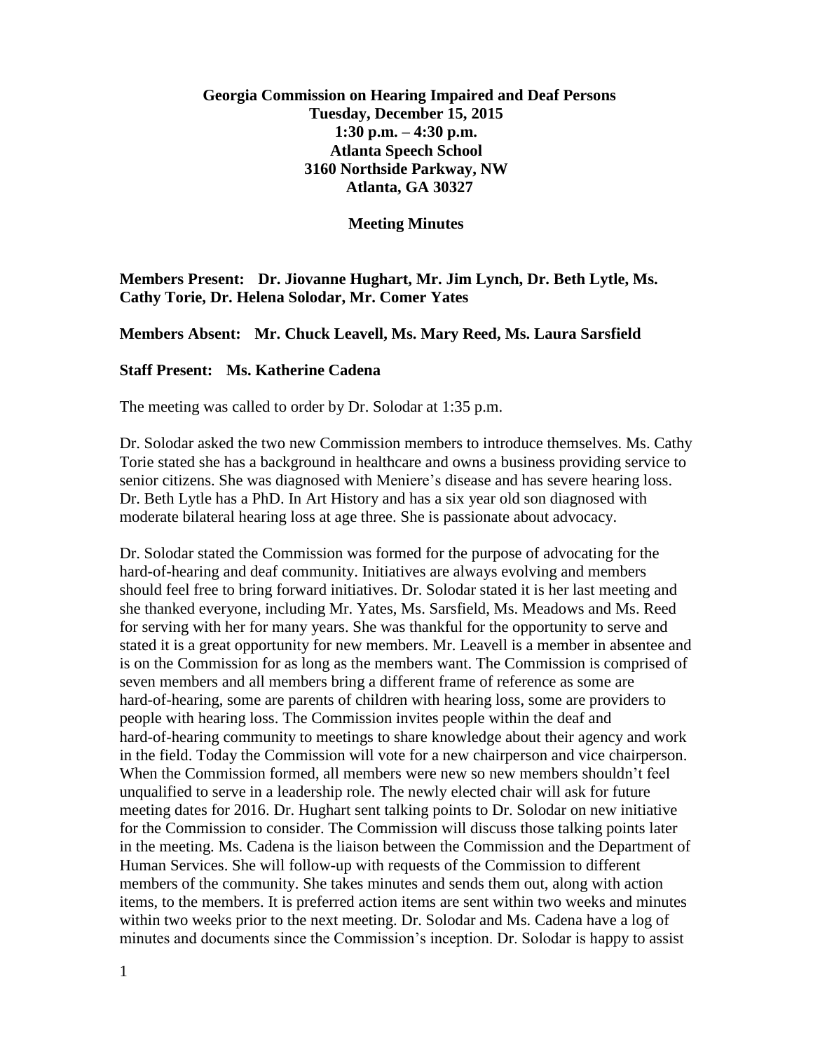**Georgia Commission on Hearing Impaired and Deaf Persons**
**Tuesday, December 15, 2015**
**1:30 p.m. – 4:30 p.m.**
**Atlanta Speech School**
**3160 Northside Parkway, NW**
**Atlanta, GA 30327**

**Meeting Minutes**

**Members Present:** **Dr. Jiovanne Hughart, Mr. Jim Lynch, Dr. Beth Lytle, Ms. Cathy Torie, Dr. Helena Solodar, Mr. Comer Yates**

**Members Absent:** **Mr. Chuck Leavell, Ms. Mary Reed, Ms. Laura Sarsfield**

**Staff Present:** **Ms. Katherine Cadena**

The meeting was called to order by Dr. Solodar at 1:35 p.m.

Dr. Solodar asked the two new Commission members to introduce themselves. Ms. Cathy Torie stated she has a background in healthcare and owns a business providing service to senior citizens. She was diagnosed with Meniere's disease and has severe hearing loss. Dr. Beth Lytle has a PhD. In Art History and has a six year old son diagnosed with moderate bilateral hearing loss at age three. She is passionate about advocacy.

Dr. Solodar stated the Commission was formed for the purpose of advocating for the hard-of-hearing and deaf community. Initiatives are always evolving and members should feel free to bring forward initiatives. Dr. Solodar stated it is her last meeting and she thanked everyone, including Mr. Yates, Ms. Sarsfield, Ms. Meadows and Ms. Reed for serving with her for many years. She was thankful for the opportunity to serve and stated it is a great opportunity for new members. Mr. Leavell is a member in absentee and is on the Commission for as long as the members want. The Commission is comprised of seven members and all members bring a different frame of reference as some are hard-of-hearing, some are parents of children with hearing loss, some are providers to people with hearing loss. The Commission invites people within the deaf and hard-of-hearing community to meetings to share knowledge about their agency and work in the field. Today the Commission will vote for a new chairperson and vice chairperson. When the Commission formed, all members were new so new members shouldn't feel unqualified to serve in a leadership role. The newly elected chair will ask for future meeting dates for 2016. Dr. Hughart sent talking points to Dr. Solodar on new initiative for the Commission to consider. The Commission will discuss those talking points later in the meeting. Ms. Cadena is the liaison between the Commission and the Department of Human Services. She will follow-up with requests of the Commission to different members of the community. She takes minutes and sends them out, along with action items, to the members. It is preferred action items are sent within two weeks and minutes within two weeks prior to the next meeting. Dr. Solodar and Ms. Cadena have a log of minutes and documents since the Commission's inception. Dr. Solodar is happy to assist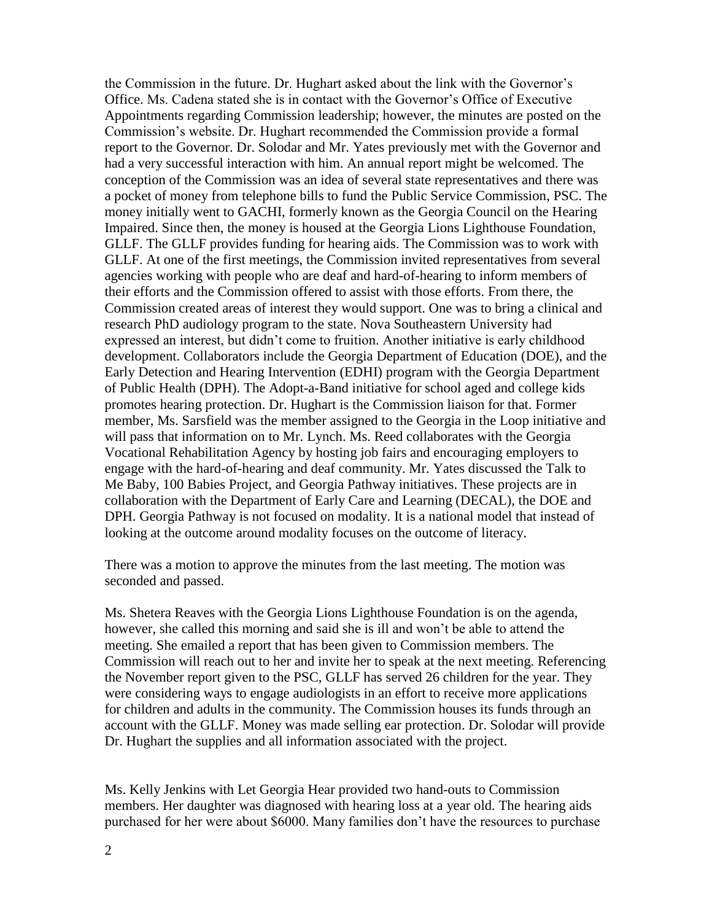the Commission in the future. Dr. Hughart asked about the link with the Governor's Office. Ms. Cadena stated she is in contact with the Governor's Office of Executive Appointments regarding Commission leadership; however, the minutes are posted on the Commission's website. Dr. Hughart recommended the Commission provide a formal report to the Governor. Dr. Solodar and Mr. Yates previously met with the Governor and had a very successful interaction with him. An annual report might be welcomed. The conception of the Commission was an idea of several state representatives and there was a pocket of money from telephone bills to fund the Public Service Commission, PSC. The money initially went to GACHI, formerly known as the Georgia Council on the Hearing Impaired. Since then, the money is housed at the Georgia Lions Lighthouse Foundation, GLLF. The GLLF provides funding for hearing aids. The Commission was to work with GLLF. At one of the first meetings, the Commission invited representatives from several agencies working with people who are deaf and hard-of-hearing to inform members of their efforts and the Commission offered to assist with those efforts. From there, the Commission created areas of interest they would support. One was to bring a clinical and research PhD audiology program to the state. Nova Southeastern University had expressed an interest, but didn't come to fruition. Another initiative is early childhood development. Collaborators include the Georgia Department of Education (DOE), and the Early Detection and Hearing Intervention (EDHI) program with the Georgia Department of Public Health (DPH). The Adopt-a-Band initiative for school aged and college kids promotes hearing protection. Dr. Hughart is the Commission liaison for that. Former member, Ms. Sarsfield was the member assigned to the Georgia in the Loop initiative and will pass that information on to Mr. Lynch. Ms. Reed collaborates with the Georgia Vocational Rehabilitation Agency by hosting job fairs and encouraging employers to engage with the hard-of-hearing and deaf community. Mr. Yates discussed the Talk to Me Baby, 100 Babies Project, and Georgia Pathway initiatives. These projects are in collaboration with the Department of Early Care and Learning (DECAL), the DOE and DPH. Georgia Pathway is not focused on modality. It is a national model that instead of looking at the outcome around modality focuses on the outcome of literacy.

There was a motion to approve the minutes from the last meeting. The motion was seconded and passed.

Ms. Shetera Reaves with the Georgia Lions Lighthouse Foundation is on the agenda, however, she called this morning and said she is ill and won't be able to attend the meeting. She emailed a report that has been given to Commission members. The Commission will reach out to her and invite her to speak at the next meeting. Referencing the November report given to the PSC, GLLF has served 26 children for the year. They were considering ways to engage audiologists in an effort to receive more applications for children and adults in the community. The Commission houses its funds through an account with the GLLF. Money was made selling ear protection. Dr. Solodar will provide Dr. Hughart the supplies and all information associated with the project.

Ms. Kelly Jenkins with Let Georgia Hear provided two hand-outs to Commission members. Her daughter was diagnosed with hearing loss at a year old. The hearing aids purchased for her were about $6000. Many families don't have the resources to purchase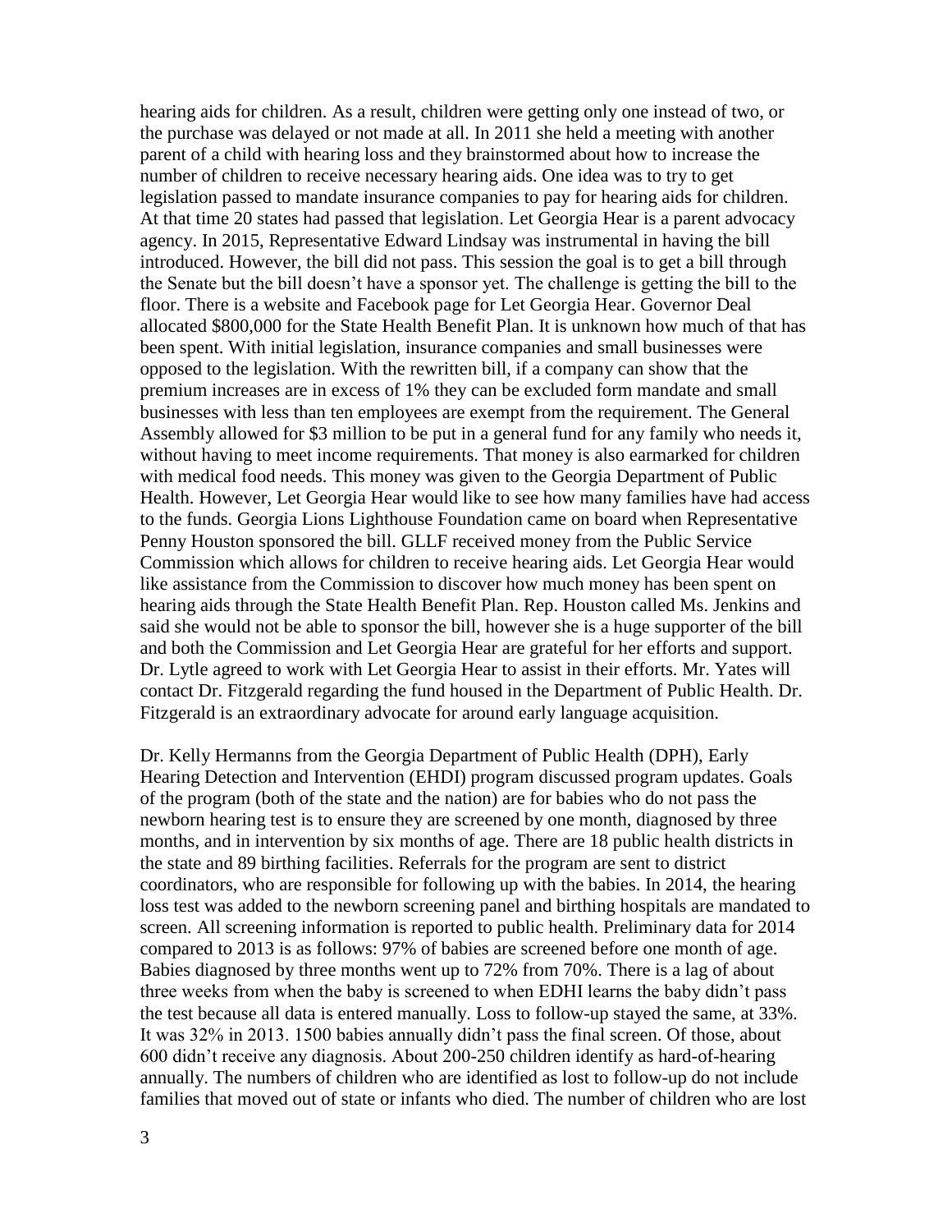hearing aids for children. As a result, children were getting only one instead of two, or the purchase was delayed or not made at all. In 2011 she held a meeting with another parent of a child with hearing loss and they brainstormed about how to increase the number of children to receive necessary hearing aids. One idea was to try to get legislation passed to mandate insurance companies to pay for hearing aids for children. At that time 20 states had passed that legislation. Let Georgia Hear is a parent advocacy agency. In 2015, Representative Edward Lindsay was instrumental in having the bill introduced. However, the bill did not pass. This session the goal is to get a bill through the Senate but the bill doesn't have a sponsor yet. The challenge is getting the bill to the floor. There is a website and Facebook page for Let Georgia Hear. Governor Deal allocated $800,000 for the State Health Benefit Plan. It is unknown how much of that has been spent. With initial legislation, insurance companies and small businesses were opposed to the legislation. With the rewritten bill, if a company can show that the premium increases are in excess of 1% they can be excluded form mandate and small businesses with less than ten employees are exempt from the requirement. The General Assembly allowed for $3 million to be put in a general fund for any family who needs it, without having to meet income requirements. That money is also earmarked for children with medical food needs. This money was given to the Georgia Department of Public Health. However, Let Georgia Hear would like to see how many families have had access to the funds. Georgia Lions Lighthouse Foundation came on board when Representative Penny Houston sponsored the bill. GLLF received money from the Public Service Commission which allows for children to receive hearing aids. Let Georgia Hear would like assistance from the Commission to discover how much money has been spent on hearing aids through the State Health Benefit Plan. Rep. Houston called Ms. Jenkins and said she would not be able to sponsor the bill, however she is a huge supporter of the bill and both the Commission and Let Georgia Hear are grateful for her efforts and support. Dr. Lytle agreed to work with Let Georgia Hear to assist in their efforts. Mr. Yates will contact Dr. Fitzgerald regarding the fund housed in the Department of Public Health. Dr. Fitzgerald is an extraordinary advocate for around early language acquisition.

Dr. Kelly Hermanns from the Georgia Department of Public Health (DPH), Early Hearing Detection and Intervention (EHDI) program discussed program updates. Goals of the program (both of the state and the nation) are for babies who do not pass the newborn hearing test is to ensure they are screened by one month, diagnosed by three months, and in intervention by six months of age. There are 18 public health districts in the state and 89 birthing facilities. Referrals for the program are sent to district coordinators, who are responsible for following up with the babies. In 2014, the hearing loss test was added to the newborn screening panel and birthing hospitals are mandated to screen. All screening information is reported to public health. Preliminary data for 2014 compared to 2013 is as follows: 97% of babies are screened before one month of age. Babies diagnosed by three months went up to 72% from 70%. There is a lag of about three weeks from when the baby is screened to when EDHI learns the baby didn't pass the test because all data is entered manually. Loss to follow-up stayed the same, at 33%. It was 32% in 2013. 1500 babies annually didn't pass the final screen. Of those, about 600 didn't receive any diagnosis. About 200-250 children identify as hard-of-hearing annually. The numbers of children who are identified as lost to follow-up do not include families that moved out of state or infants who died. The number of children who are lost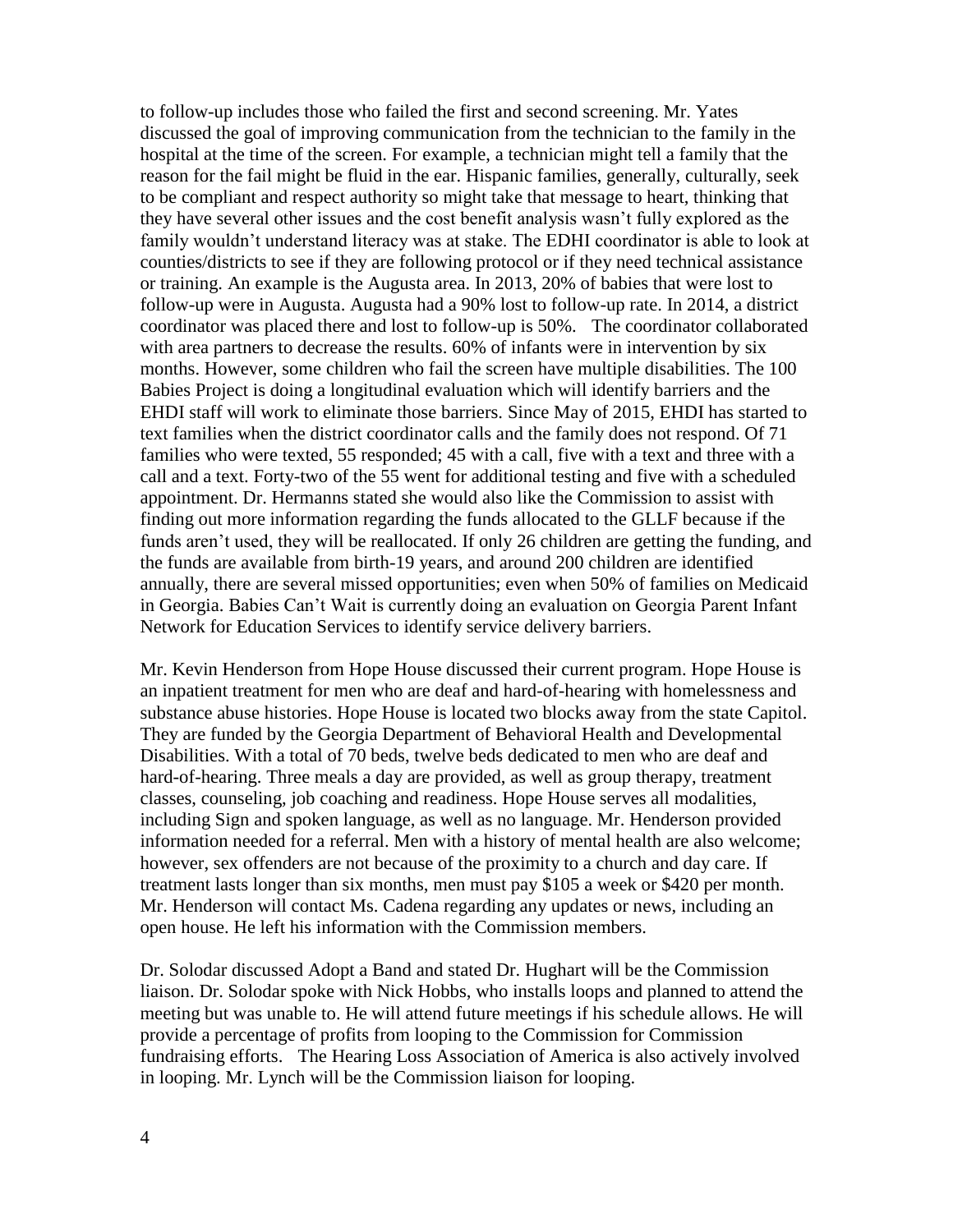to follow-up includes those who failed the first and second screening. Mr. Yates discussed the goal of improving communication from the technician to the family in the hospital at the time of the screen. For example, a technician might tell a family that the reason for the fail might be fluid in the ear. Hispanic families, generally, culturally, seek to be compliant and respect authority so might take that message to heart, thinking that they have several other issues and the cost benefit analysis wasn't fully explored as the family wouldn't understand literacy was at stake. The EDHI coordinator is able to look at counties/districts to see if they are following protocol or if they need technical assistance or training. An example is the Augusta area. In 2013, 20% of babies that were lost to follow-up were in Augusta. Augusta had a 90% lost to follow-up rate. In 2014, a district coordinator was placed there and lost to follow-up is 50%. The coordinator collaborated with area partners to decrease the results. 60% of infants were in intervention by six months. However, some children who fail the screen have multiple disabilities. The 100 Babies Project is doing a longitudinal evaluation which will identify barriers and the EHDI staff will work to eliminate those barriers. Since May of 2015, EHDI has started to text families when the district coordinator calls and the family does not respond. Of 71 families who were texted, 55 responded; 45 with a call, five with a text and three with a call and a text. Forty-two of the 55 went for additional testing and five with a scheduled appointment. Dr. Hermanns stated she would also like the Commission to assist with finding out more information regarding the funds allocated to the GLLF because if the funds aren't used, they will be reallocated. If only 26 children are getting the funding, and the funds are available from birth-19 years, and around 200 children are identified annually, there are several missed opportunities; even when 50% of families on Medicaid in Georgia. Babies Can't Wait is currently doing an evaluation on Georgia Parent Infant Network for Education Services to identify service delivery barriers.

Mr. Kevin Henderson from Hope House discussed their current program. Hope House is an inpatient treatment for men who are deaf and hard-of-hearing with homelessness and substance abuse histories. Hope House is located two blocks away from the state Capitol. They are funded by the Georgia Department of Behavioral Health and Developmental Disabilities. With a total of 70 beds, twelve beds dedicated to men who are deaf and hard-of-hearing. Three meals a day are provided, as well as group therapy, treatment classes, counseling, job coaching and readiness. Hope House serves all modalities, including Sign and spoken language, as well as no language. Mr. Henderson provided information needed for a referral. Men with a history of mental health are also welcome; however, sex offenders are not because of the proximity to a church and day care. If treatment lasts longer than six months, men must pay $105 a week or $420 per month. Mr. Henderson will contact Ms. Cadena regarding any updates or news, including an open house. He left his information with the Commission members.

Dr. Solodar discussed Adopt a Band and stated Dr. Hughart will be the Commission liaison. Dr. Solodar spoke with Nick Hobbs, who installs loops and planned to attend the meeting but was unable to. He will attend future meetings if his schedule allows. He will provide a percentage of profits from looping to the Commission for Commission fundraising efforts. The Hearing Loss Association of America is also actively involved in looping. Mr. Lynch will be the Commission liaison for looping.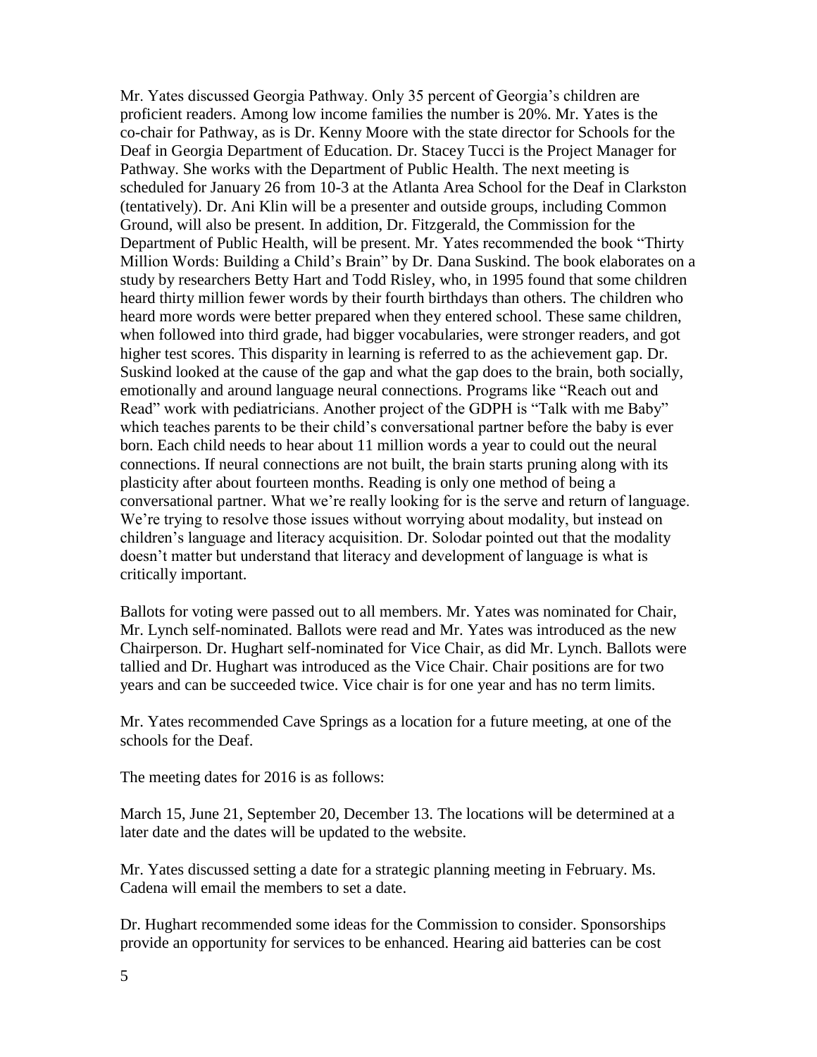Mr. Yates discussed Georgia Pathway. Only 35 percent of Georgia's children are proficient readers. Among low income families the number is 20%. Mr. Yates is the co-chair for Pathway, as is Dr. Kenny Moore with the state director for Schools for the Deaf in Georgia Department of Education. Dr. Stacey Tucci is the Project Manager for Pathway. She works with the Department of Public Health. The next meeting is scheduled for January 26 from 10-3 at the Atlanta Area School for the Deaf in Clarkston (tentatively). Dr. Ani Klin will be a presenter and outside groups, including Common Ground, will also be present. In addition, Dr. Fitzgerald, the Commission for the Department of Public Health, will be present. Mr. Yates recommended the book "Thirty Million Words: Building a Child's Brain" by Dr. Dana Suskind. The book elaborates on a study by researchers Betty Hart and Todd Risley, who, in 1995 found that some children heard thirty million fewer words by their fourth birthdays than others. The children who heard more words were better prepared when they entered school. These same children, when followed into third grade, had bigger vocabularies, were stronger readers, and got higher test scores. This disparity in learning is referred to as the achievement gap. Dr. Suskind looked at the cause of the gap and what the gap does to the brain, both socially, emotionally and around language neural connections. Programs like "Reach out and Read" work with pediatricians. Another project of the GDPH is "Talk with me Baby" which teaches parents to be their child's conversational partner before the baby is ever born. Each child needs to hear about 11 million words a year to could out the neural connections. If neural connections are not built, the brain starts pruning along with its plasticity after about fourteen months. Reading is only one method of being a conversational partner. What we're really looking for is the serve and return of language. We're trying to resolve those issues without worrying about modality, but instead on children's language and literacy acquisition. Dr. Solodar pointed out that the modality doesn't matter but understand that literacy and development of language is what is critically important.

Ballots for voting were passed out to all members. Mr. Yates was nominated for Chair, Mr. Lynch self-nominated. Ballots were read and Mr. Yates was introduced as the new Chairperson. Dr. Hughart self-nominated for Vice Chair, as did Mr. Lynch. Ballots were tallied and Dr. Hughart was introduced as the Vice Chair. Chair positions are for two years and can be succeeded twice. Vice chair is for one year and has no term limits.

Mr. Yates recommended Cave Springs as a location for a future meeting, at one of the schools for the Deaf.

The meeting dates for 2016 is as follows:

March 15, June 21, September 20, December 13. The locations will be determined at a later date and the dates will be updated to the website.

Mr. Yates discussed setting a date for a strategic planning meeting in February. Ms. Cadena will email the members to set a date.

Dr. Hughart recommended some ideas for the Commission to consider. Sponsorships provide an opportunity for services to be enhanced. Hearing aid batteries can be cost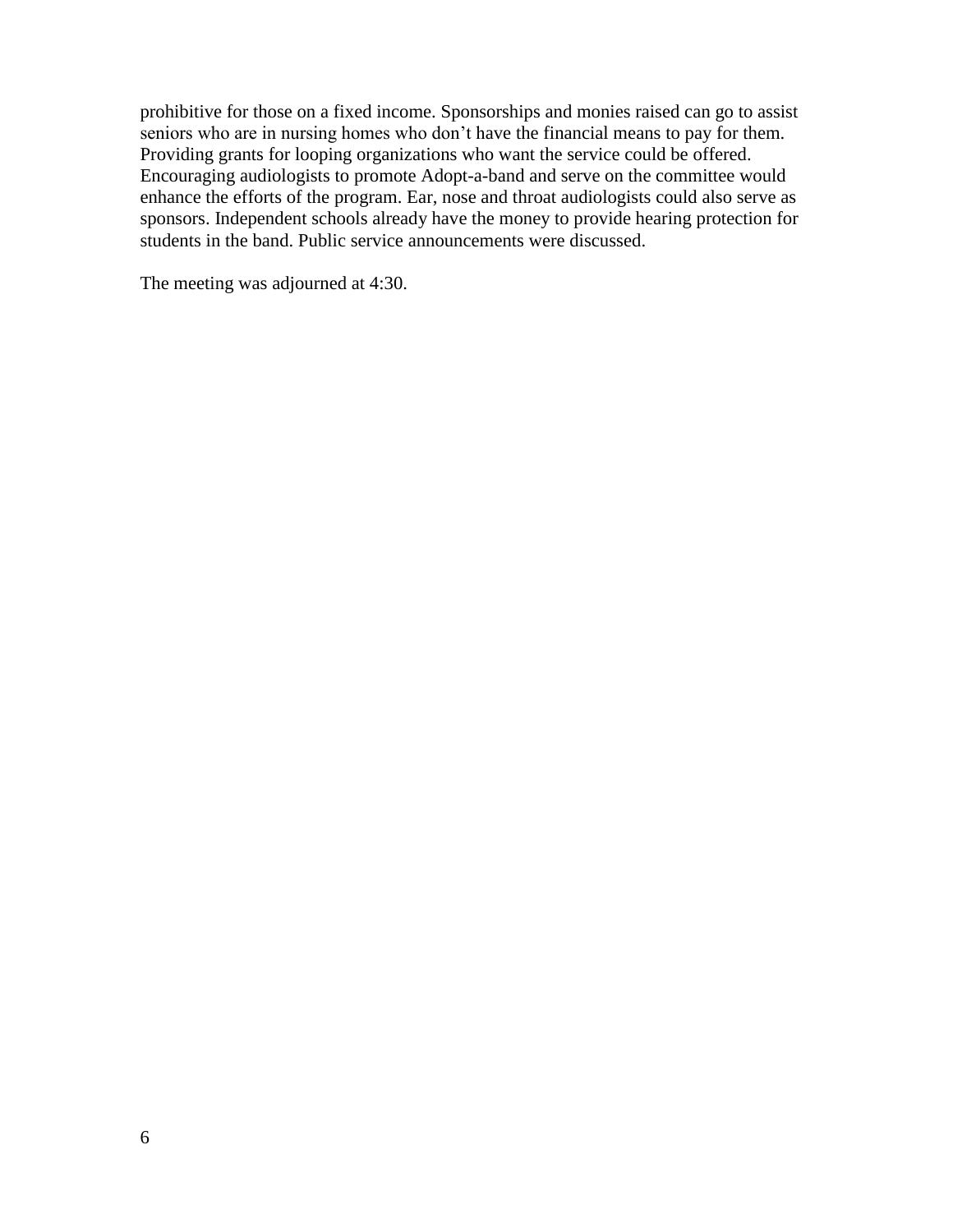prohibitive for those on a fixed income. Sponsorships and monies raised can go to assist seniors who are in nursing homes who don't have the financial means to pay for them. Providing grants for looping organizations who want the service could be offered. Encouraging audiologists to promote Adopt-a-band and serve on the committee would enhance the efforts of the program. Ear, nose and throat audiologists could also serve as sponsors. Independent schools already have the money to provide hearing protection for students in the band. Public service announcements were discussed.

The meeting was adjourned at 4:30.